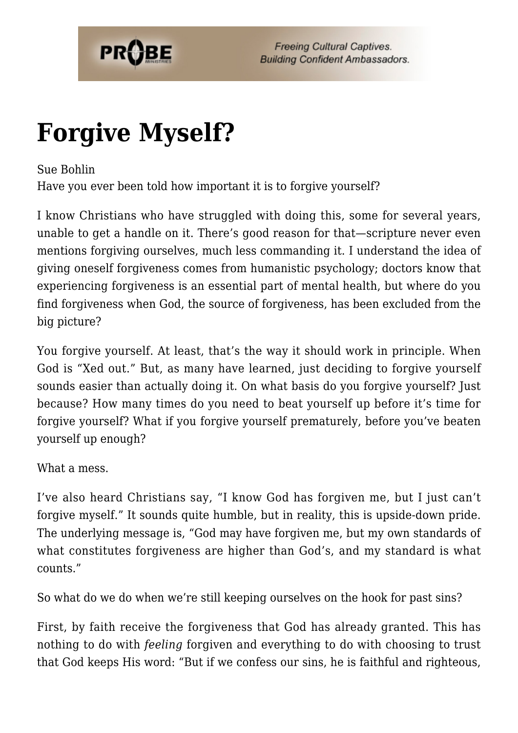# Forgive Myself?

Sue Bohlin
Have you ever been told how important it is to forgive yourself?

I know Christians who have struggled with doing this, some for several years, unable to get a handle on it. There's good reason for that—scripture never even mentions forgiving ourselves, much less commanding it. I understand the idea of giving oneself forgiveness comes from humanistic psychology; doctors know that experiencing forgiveness is an essential part of mental health, but where do you find forgiveness when God, the source of forgiveness, has been excluded from the big picture?

You forgive yourself. At least, that's the way it should work in principle. When God is "Xed out." But, as many have learned, just deciding to forgive yourself sounds easier than actually doing it. On what basis do you forgive yourself? Just because? How many times do you need to beat yourself up before it's time for forgive yourself? What if you forgive yourself prematurely, before you've beaten yourself up enough?

What a mess.

I've also heard Christians say, "I know God has forgiven me, but I just can't forgive myself." It sounds quite humble, but in reality, this is upside-down pride. The underlying message is, "God may have forgiven me, but my own standards of what constitutes forgiveness are higher than God's, and my standard is what counts."

So what do we do when we're still keeping ourselves on the hook for past sins?

First, by faith receive the forgiveness that God has already granted. This has nothing to do with *feeling* forgiven and everything to do with choosing to trust that God keeps His word: "But if we confess our sins, he is faithful and righteous,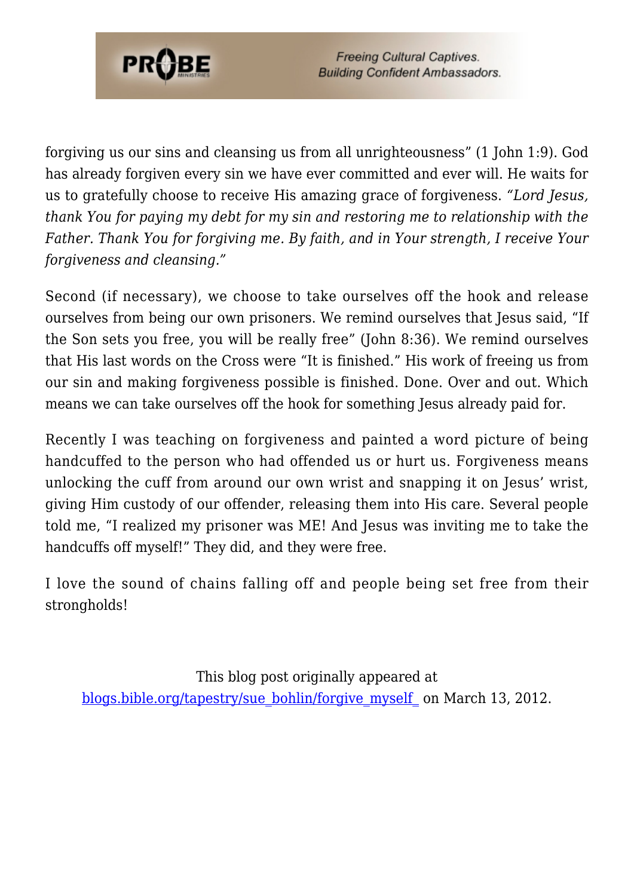forgiving us our sins and cleansing us from all unrighteousness" (1 John 1:9). God has already forgiven every sin we have ever committed and ever will. He waits for us to gratefully choose to receive His amazing grace of forgiveness. *"Lord Jesus, thank You for paying my debt for my sin and restoring me to relationship with the Father. Thank You for forgiving me. By faith, and in Your strength, I receive Your forgiveness and cleansing."*

Second (if necessary), we choose to take ourselves off the hook and release ourselves from being our own prisoners. We remind ourselves that Jesus said, "If the Son sets you free, you will be really free" (John 8:36). We remind ourselves that His last words on the Cross were "It is finished." His work of freeing us from our sin and making forgiveness possible is finished. Done. Over and out. Which means we can take ourselves off the hook for something Jesus already paid for.

Recently I was teaching on forgiveness and painted a word picture of being handcuffed to the person who had offended us or hurt us. Forgiveness means unlocking the cuff from around our own wrist and snapping it on Jesus' wrist, giving Him custody of our offender, releasing them into His care. Several people told me, "I realized my prisoner was ME! And Jesus was inviting me to take the handcuffs off myself!" They did, and they were free.

I love the sound of chains falling off and people being set free from their strongholds!

This blog post originally appeared at [blogs.bible.org/tapestry/sue_bohlin/forgive_myself_](blogs.bible.org/tapestry/sue_bohlin/forgive_myself_) on March 13, 2012.